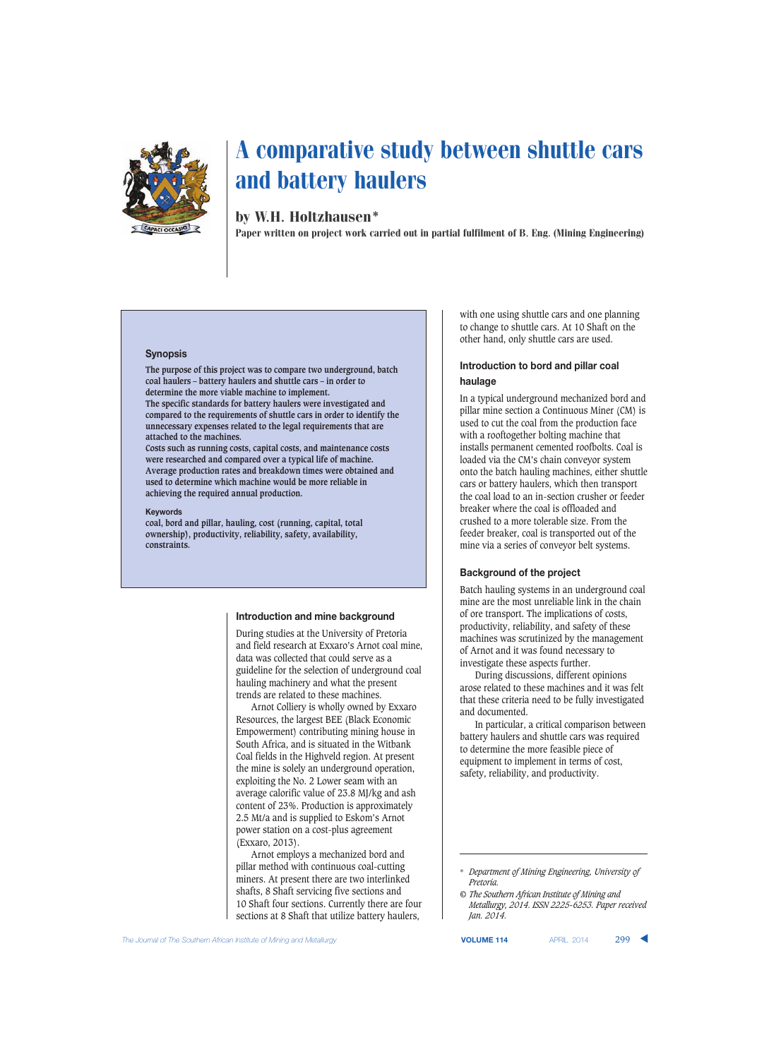# A comparative study between shuttle cars and battery haulers

by W.H. Holtzhausen*

**Paper written on project work carried out in partial fulfilment of B. Eng. (Mining Engineering)**

### Synopsis

The purpose of this project was to compare two underground, batch coal haulers – battery haulers and shuttle cars – in order to determine the more viable machine to implement.

The specific standards for battery haulers were investigated and compared to the requirements of shuttle cars in order to identify the unnecessary expenses related to the legal requirements that are attached to the machines.

Costs such as running costs, capital costs, and maintenance costs were researched and compared over a typical life of machine.

Average production rates and breakdown times were obtained and used to determine which machine would be more reliable in achieving the required annual production.

### Keywords

coal, bord and pillar, hauling, cost (running, capital, total ownership), productivity, reliability, safety, availability, constraints.

## Introduction and mine background

During studies at the University of Pretoria and field research at Exxaro's Arnot coal mine, data was collected that could serve as a guideline for the selection of underground coal hauling machinery and what the present trends are related to these machines.

Arnot Colliery is wholly owned by Exxaro Resources, the largest BEE (Black Economic Empowerment) contributing mining house in South Africa, and is situated in the Witbank Coal fields in the Highveld region. At present the mine is solely an underground operation, exploiting the No. 2 Lower seam with an average calorific value of 23.8 MJ/kg and ash content of 23%. Production is approximately 2.5 Mt/a and is supplied to Eskom's Arnot power station on a cost-plus agreement (Exxaro, 2013).

Arnot employs a mechanized bord and pillar method with continuous coal-cutting miners. At present there are two interlinked shafts, 8 Shaft servicing five sections and 10 Shaft four sections. Currently there are four sections at 8 Shaft that utilize battery haulers, with one using shuttle cars and one planning to change to shuttle cars. At 10 Shaft on the other hand, only shuttle cars are used.

## Introduction to bord and pillar coal haulage

In a typical underground mechanized bord and pillar mine section a Continuous Miner (CM) is used to cut the coal from the production face with a rooftogether bolting machine that installs permanent cemented roofbolts. Coal is loaded via the CM's chain conveyor system onto the batch hauling machines, either shuttle cars or battery haulers, which then transport the coal load to an in-section crusher or feeder breaker where the coal is offloaded and crushed to a more tolerable size. From the feeder breaker, coal is transported out of the mine via a series of conveyor belt systems.

## Background of the project

Batch hauling systems in an underground coal mine are the most unreliable link in the chain of ore transport. The implications of costs, productivity, reliability, and safety of these machines was scrutinized by the management of Arnot and it was found necessary to investigate these aspects further.

During discussions, different opinions arose related to these machines and it was felt that these criteria need to be fully investigated and documented.

In particular, a critical comparison between battery haulers and shuttle cars was required to determine the more feasible piece of equipment to implement in terms of cost, safety, reliability, and productivity.

---

\* *Department of Mining Engineering, University of Pretoria.*

© *The Southern African Institute of Mining and Metallurgy, 2014. ISSN 2225-6253. Paper received Jan. 2014.*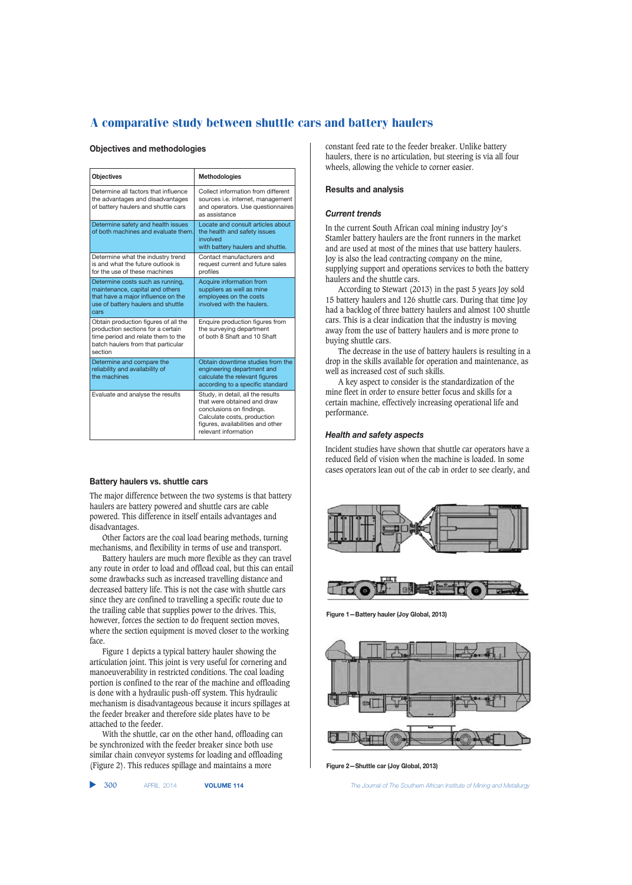## Objectives and methodologies

| Objectives | Methodologies |
|---|---|
| Determine all factors that influence the advantages and disadvantages of battery haulers and shuttle cars | Collect information from different sources i.e. internet, management and operators. Use questionnaires as assistance |
| Determine safety and health issues of both machines and evaluate them. | Locate and consult articles about the health and safety issues involved with battery haulers and shuttle. |
| Determine what the industry trend is and what the future outlook is for the use of these machines | Contact manufacturers and request current and future sales profiles |
| Determine costs such as running, maintenance, capital and others that have a major influence on the use of battery haulers and shuttle cars | Acquire information from suppliers as well as mine employees on the costs involved with the haulers. |
| Obtain production figures of all the production sections for a certain time period and relate them to the batch haulers from that particular section | Enquire production figures from the surveying department of both 8 Shaft and 10 Shaft |
| Determine and compare the reliability and availability of the machines | Obtain downtime studies from the engineering department and calculate the relevant figures according to a specific standard |
| Evaluate and analyse the results | Study, in detail, all the results that were obtained and draw conclusions on findings. Calculate costs, production figures, availabilities and other relevant information |

## Battery haulers vs. shuttle cars

The major difference between the two systems is that battery haulers are battery powered and shuttle cars are cable powered. This difference in itself entails advantages and disadvantages.

Other factors are the coal load bearing methods, turning mechanisms, and flexibility in terms of use and transport.

Battery haulers are much more flexible as they can travel any route in order to load and offload coal, but this can entail some drawbacks such as increased travelling distance and decreased battery life. This is not the case with shuttle cars since they are confined to travelling a specific route due to the trailing cable that supplies power to the drives. This, however, forces the section to do frequent section moves, where the section equipment is moved closer to the working face.

Figure 1 depicts a typical battery hauler showing the articulation joint. This joint is very useful for cornering and manoeuverability in restricted conditions. The coal loading portion is confined to the rear of the machine and offloading is done with a hydraulic push-off system. This hydraulic mechanism is disadvantageous because it incurs spillages at the feeder breaker and therefore side plates have to be attached to the feeder.

With the shuttle, car on the other hand, offloading can be synchronized with the feeder breaker since both use similar chain conveyor systems for loading and offloading (Figure 2). This reduces spillage and maintains a more constant feed rate to the feeder breaker. Unlike battery haulers, there is no articulation, but steering is via all four wheels, allowing the vehicle to corner easier.

## Results and analysis

### *Current trends*

In the current South African coal mining industry Joy's Stamler battery haulers are the front runners in the market and are used at most of the mines that use battery haulers. Joy is also the lead contracting company on the mine, supplying support and operations services to both the battery haulers and the shuttle cars.

According to Stewart (2013) in the past 5 years Joy sold 15 battery haulers and 126 shuttle cars. During that time Joy had a backlog of three battery haulers and almost 100 shuttle cars. This is a clear indication that the industry is moving away from the use of battery haulers and is more prone to buying shuttle cars.

The decrease in the use of battery haulers is resulting in a drop in the skills available for operation and maintenance, as well as increased cost of such skills.

A key aspect to consider is the standardization of the mine fleet in order to ensure better focus and skills for a certain machine, effectively increasing operational life and performance.

### *Health and safety aspects*

Incident studies have shown that shuttle car operators have a reduced field of vision when the machine is loaded. In some cases operators lean out of the cab in order to see clearly, and

Figure 1—Battery hauler (Joy Global, 2013)

Figure 2—Shuttle car (Joy Global, 2013)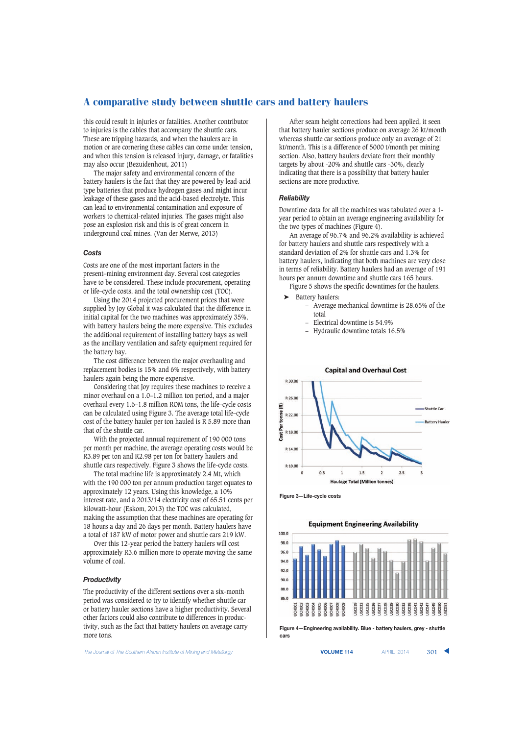this could result in injuries or fatalities. Another contributor to injuries is the cables that accompany the shuttle cars. These are tripping hazards, and when the haulers are in motion or are cornering these cables can come under tension, and when this tension is released injury, damage, or fatalities may also occur (Bezuidenhout, 2011)

The major safety and environmental concern of the battery haulers is the fact that they are powered by lead-acid type batteries that produce hydrogen gases and might incur leakage of these gases and the acid-based electrolyte. This can lead to environmental contamination and exposure of workers to chemical-related injuries. The gases might also pose an explosion risk and this is of great concern in underground coal mines. (Van der Merwe, 2013)

### Costs

Costs are one of the most important factors in the present–mining environment day. Several cost categories have to be considered. These include procurement, operating or life-cycle costs, and the total ownership cost (TOC).

Using the 2014 projected procurement prices that were supplied by Joy Global it was calculated that the difference in initial capital for the two machines was approximately 35%, with battery haulers being the more expensive. This excludes the additional requirement of installing battery bays as well as the ancillary ventilation and safety equipment required for the battery bay.

The cost difference between the major overhauling and replacement bodies is 15% and 6% respectively, with battery haulers again being the more expensive.

Considering that Joy requires these machines to receive a minor overhaul on a 1.0–1.2 million ton period, and a major overhaul every 1.6–1.8 million ROM tons, the life-cycle costs can be calculated using Figure 3. The average total life-cycle cost of the battery hauler per ton hauled is R 5.89 more than that of the shuttle car.

With the projected annual requirement of 190 000 tons per month per machine, the average operating costs would be R3.89 per ton and R2.98 per ton for battery haulers and shuttle cars respectively. Figure 3 shows the life-cycle costs.

The total machine life is approximately 2.4 Mt, which with the 190 000 ton per annum production target equates to approximately 12 years. Using this knowledge, a 10% interest rate, and a 2013/14 electricity cost of 65.51 cents per kilowatt-hour (Eskom, 2013) the TOC was calculated, making the assumption that these machines are operating for 18 hours a day and 26 days per month. Battery haulers have a total of 187 kW of motor power and shuttle cars 219 kW.

Over this 12-year period the battery haulers will cost approximately R3.6 million more to operate moving the same volume of coal.

### Productivity

The productivity of the different sections over a six-month period was considered to try to identify whether shuttle car or battery hauler sections have a higher productivity. Several other factors could also contribute to differences in productivity, such as the fact that battery haulers on average carry more tons.

After seam height corrections had been applied, it seen that battery hauler sections produce on average 26 kt/month whereas shuttle car sections produce only an average of 21 kt/month. This is a difference of 5000 t/month per mining section. Also, battery haulers deviate from their monthly targets by about -20% and shuttle cars -30%, clearly indicating that there is a possibility that battery hauler sections are more productive.

### Reliability

Downtime data for all the machines was tabulated over a 1-year period to obtain an average engineering availability for the two types of machines (Figure 4).

An average of 96.7% and 96.2% availability is achieved for battery haulers and shuttle cars respectively with a standard deviation of 2% for shuttle cars and 1.3% for battery haulers, indicating that both machines are very close in terms of reliability. Battery haulers had an average of 191 hours per annum downtime and shuttle cars 165 hours.

Figure 5 shows the specific downtimes for the haulers.

- Battery haulers:
  - Average mechanical downtime is 28.65% of the total
  - Electrical downtime is 54.9%
  - Hydraulic downtime totals 16.5%

Figure 3—Life-cycle costs

Figure 4—Engineering availability. Blue - battery haulers, grey - shuttle cars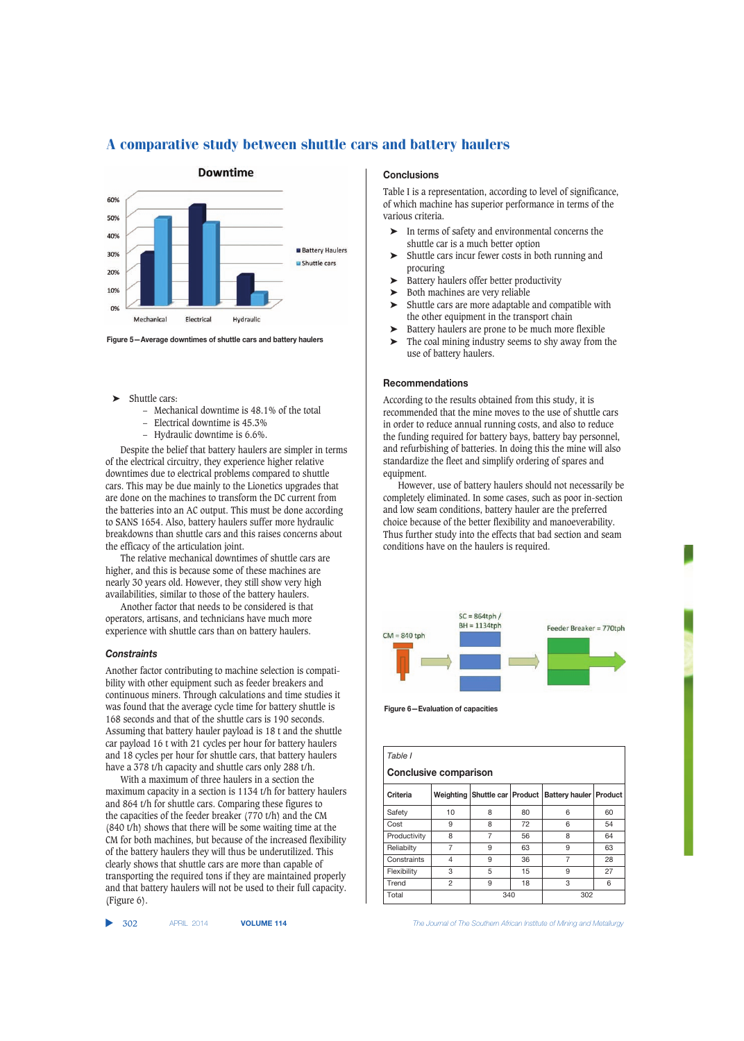Figure 5—Average downtimes of shuttle cars and battery haulers

- Shuttle cars:
  - Mechanical downtime is 48.1% of the total
  - Electrical downtime is 45.3%
  - Hydraulic downtime is 6.6%.

Despite the belief that battery haulers are simpler in terms of the electrical circuitry, they experience higher relative downtimes due to electrical problems compared to shuttle cars. This may be due mainly to the Lionetics upgrades that are done on the machines to transform the DC current from the batteries into an AC output. This must be done according to SANS 1654. Also, battery haulers suffer more hydraulic breakdowns than shuttle cars and this raises concerns about the efficacy of the articulation joint.

The relative mechanical downtimes of shuttle cars are higher, and this is because some of these machines are nearly 30 years old. However, they still show very high availabilities, similar to those of the battery haulers.

Another factor that needs to be considered is that operators, artisans, and technicians have much more experience with shuttle cars than on battery haulers.

### *Constraints*

Another factor contributing to machine selection is compatibility with other equipment such as feeder breakers and continuous miners. Through calculations and time studies it was found that the average cycle time for battery shuttle is 168 seconds and that of the shuttle cars is 190 seconds. Assuming that battery hauler payload is 18 t and the shuttle car payload 16 t with 21 cycles per hour for battery haulers and 18 cycles per hour for shuttle cars, that battery haulers have a 378 t/h capacity and shuttle cars only 288 t/h.

With a maximum of three haulers in a section the maximum capacity in a section is 1134 t/h for battery haulers and 864 t/h for shuttle cars. Comparing these figures to the capacities of the feeder breaker (770 t/h) and the CM (840 t/h) shows that there will be some waiting time at the CM for both machines, but because of the increased flexibility of the battery haulers they will thus be underutilized. This clearly shows that shuttle cars are more than capable of transporting the required tons if they are maintained properly and that battery haulers will not be used to their full capacity. (Figure 6).

## Conclusions

Table I is a representation, according to level of significance, of which machine has superior performance in terms of the various criteria.

- In terms of safety and environmental concerns the shuttle car is a much better option
- Shuttle cars incur fewer costs in both running and procuring
- Battery haulers offer better productivity
- Both machines are very reliable
- Shuttle cars are more adaptable and compatible with the other equipment in the transport chain
- Battery haulers are prone to be much more flexible
- The coal mining industry seems to shy away from the use of battery haulers.

## Recommendations

According to the results obtained from this study, it is recommended that the mine moves to the use of shuttle cars in order to reduce annual running costs, and also to reduce the funding required for battery bays, battery bay personnel, and refurbishing of batteries. In doing this the mine will also standardize the fleet and simplify ordering of spares and equipment.

However, use of battery haulers should not necessarily be completely eliminated. In some cases, such as poor in-section and low seam conditions, battery hauler are the preferred choice because of the better flexibility and manoeuverability. Thus further study into the effects that bad section and seam conditions have on the haulers is required.

Figure 6—Evaluation of capacities

*Table I*

**Conclusive comparison**

| Criteria | Weighting | Shuttle car | Product | Battery hauler | Product |
|---|---|---|---|---|---|
| Safety | 10 | 8 | 80 | 6 | 60 |
| Cost | 9 | 8 | 72 | 6 | 54 |
| Productivity | 8 | 7 | 56 | 8 | 64 |
| Reliabilty | 7 | 9 | 63 | 9 | 63 |
| Constraints | 4 | 9 | 36 | 7 | 28 |
| Flexibility | 3 | 5 | 15 | 9 | 27 |
| Trend | 2 | 9 | 18 | 3 | 6 |
| Total | | 340 | | 302 | |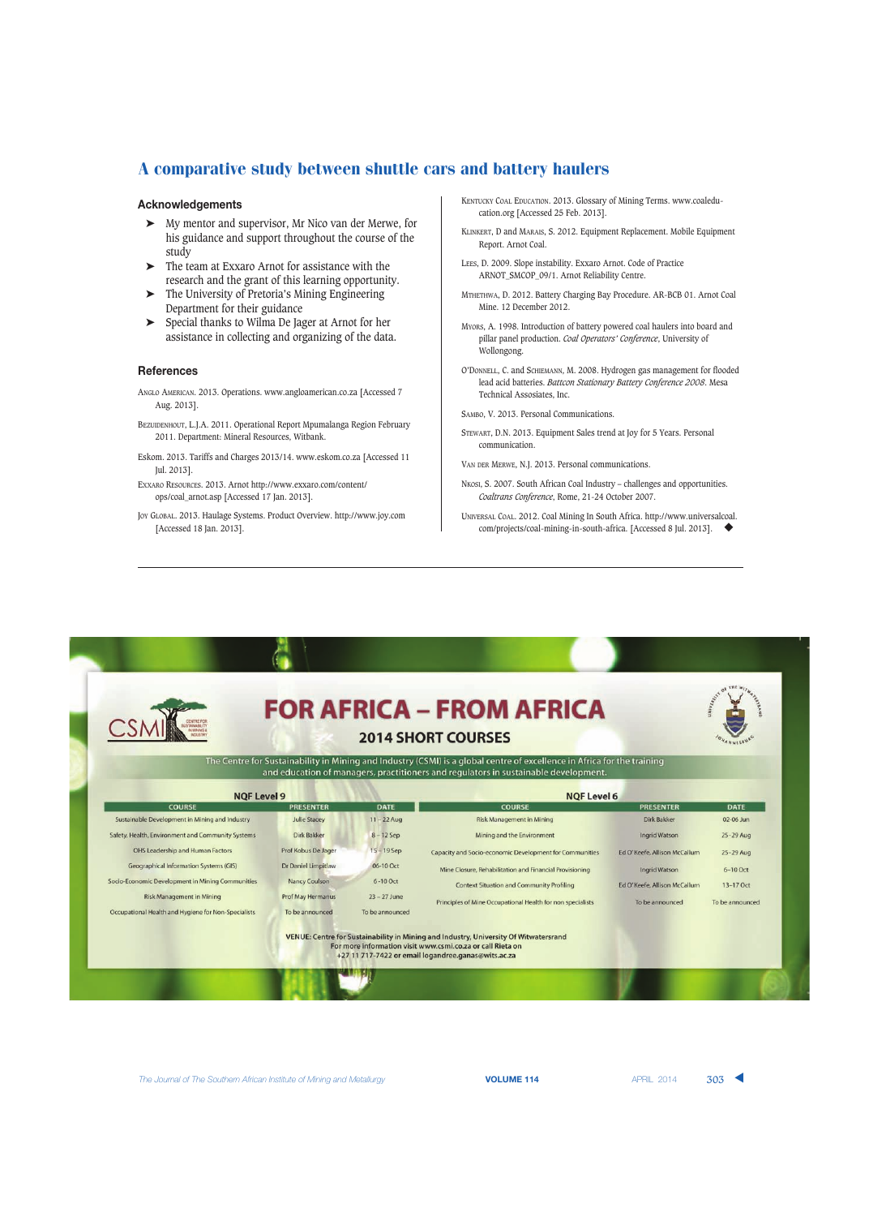## Acknowledgements

- My mentor and supervisor, Mr Nico van der Merwe, for his guidance and support throughout the course of the study
- The team at Exxaro Arnot for assistance with the research and the grant of this learning opportunity.
- The University of Pretoria's Mining Engineering Department for their guidance
- Special thanks to Wilma De Jager at Arnot for her assistance in collecting and organizing of the data.

## References

Anglo American. 2013. Operations. www.angloamerican.co.za [Accessed 7 Aug. 2013].

Bezuidenhout, L.J.A. 2011. Operational Report Mpumalanga Region February 2011. Department: Mineral Resources, Witbank.

Eskom. 2013. Tariffs and Charges 2013/14. www.eskom.co.za [Accessed 11 Jul. 2013].

Exxaro Resources. 2013. Arnot http://www.exxaro.com/content/ops/coal_arnot.asp [Accessed 17 Jan. 2013].

Joy Global. 2013. Haulage Systems. Product Overview. http://www.joy.com [Accessed 18 Jan. 2013].

Kentucky Coal Education. 2013. Glossary of Mining Terms. www.coaleducation.org [Accessed 25 Feb. 2013].

Klinkert, D and Marais, S. 2012. Equipment Replacement. Mobile Equipment Report. Arnot Coal.

Lees, D. 2009. Slope instability. Exxaro Arnot. Code of Practice ARNOT_SMCOP_09/1. Arnot Reliability Centre.

Mthethwa, D. 2012. Battery Charging Bay Procedure. AR-BCB 01. Arnot Coal Mine. 12 December 2012.

Myors, A. 1998. Introduction of battery powered coal haulers into board and pillar panel production. *Coal Operators' Conference*, University of Wollongong.

O'Donnell, C. and Schiemann, M. 2008. Hydrogen gas management for flooded lead acid batteries. *Battcon Stationary Battery Conference 2008*. Mesa Technical Assosiates, Inc.

Sambo, V. 2013. Personal Communications.

Stewart, D.N. 2013. Equipment Sales trend at Joy for 5 Years. Personal communication.

Van der Merwe, N.J. 2013. Personal communications.

Nkosi, S. 2007. South African Coal Industry – challenges and opportunities. *Coaltrans Conference*, Rome, 21-24 October 2007.

Universal Coal. 2012. Coal Mining In South Africa. http://www.universalcoal.com/projects/coal-mining-in-south-africa. [Accessed 8 Jul. 2013]. ◆

---

# FOR AFRICA – FROM AFRICA

## 2014 SHORT COURSES

The Centre for Sustainability in Mining and Industry (CSMI) is a global centre of excellence in Africa for the training and education of managers, practitioners and regulators in sustainable development.

**NQF Level 9**

| COURSE | PRESENTER | DATE |
|---|---|---|
| Sustainable Development in Mining and Industry | Julie Stacey | 11 - 22 Aug |
| Safety, Health, Environment and Community Systems | Dirk Bakker | 8 - 12 Sep |
| OHS Leadership and Human Factors | Prof Kobus De Jager | 15 - 19 Sep |
| Geographical Information Systems (GIS) | Dr Daniel Limpitlaw | 06-10 Oct |
| Socio-Economic Development in Mining Communities | Nancy Coulson | 6-10 Oct |
| Risk Management in Mining | Prof May Hermanus | 23 - 27 June |
| Occupational Health and Hygiene for Non-Specialists | To be announced | To be announced |

**NQF Level 6**

| COURSE | PRESENTER | DATE |
|---|---|---|
| Risk Management in Mining | Dirk Bakker | 02-06 Jun |
| Mining and the Environment | Ingrid Watson | 25-29 Aug |
| Capacity and Socio-economic Development for Communities | Ed O'Keefe, Allison McCallum | 25-29 Aug |
| Mine Closure, Rehabilitation and Financial Provisioning | Ingrid Watson | 6-10 Oct |
| Context Situation and Community Profiling | Ed O'Keefe, Allison McCallum | 13-17 Oct |
| Principles of Mine Occupational Health for non specialists | To be announced | To be announced |

VENUE: Centre for Sustainability in Mining and Industry, University Of Witwatersrand
For more information visit www.csmi.co.za or call Rieta on +27 11 717-7422 or email logandree.ganas@wits.ac.za